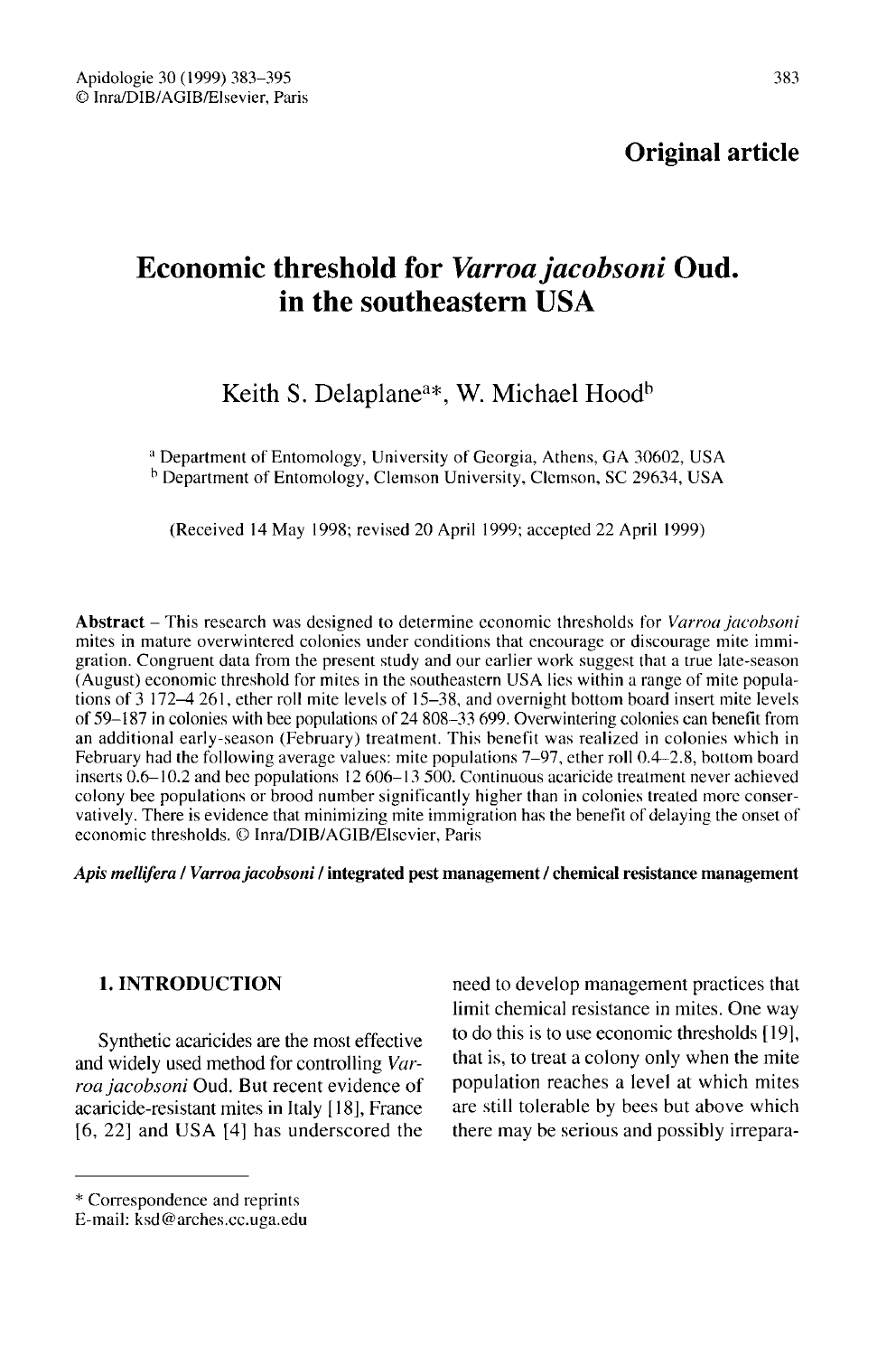Original article

# Economic threshold for *Varroa jacobsoni* Oud. in the southeastern USA

Keith S. Delaplane[a]*, W. Michael Hood[b]

[a] Department of Entomology, University of Georgia, Athens, GA 30602, USA
[b] Department of Entomology, Clemson University, Clemson, SC 29634, USA

(Received 14 May 1998; revised 20 April 1999; accepted 22 April 1999)

**Abstract** – This research was designed to determine economic thresholds for *Varroa jacobsoni* mites in mature overwintered colonies under conditions that encourage or discourage mite immigration. Congruent data from the present study and our earlier work suggest that a true late-season (August) economic threshold for mites in the southeastern USA lies within a range of mite populations of 3 172–4 261, ether roll mite levels of 15–38, and overnight bottom board insert mite levels of 59–187 in colonies with bee populations of 24 808–33 699. Overwintering colonies can benefit from an additional early-season (February) treatment. This benefit was realized in colonies which in February had the following average values: mite populations 7–97, ether roll 0.4–2.8, bottom board inserts 0.6–10.2 and bee populations 12 606–13 500. Continuous acaricide treatment never achieved colony bee populations or brood number significantly higher than in colonies treated more conservatively. There is evidence that minimizing mite immigration has the benefit of delaying the onset of economic thresholds. © Inra/DIB/AGIB/Elsevier, Paris

***Apis mellifera* / *Varroa jacobsoni* / integrated pest management / chemical resistance management**

## 1. INTRODUCTION

Synthetic acaricides are the most effective and widely used method for controlling *Varroa jacobsoni* Oud. But recent evidence of acaricide-resistant mites in Italy [18], France [6, 22] and USA [4] has underscored the need to develop management practices that limit chemical resistance in mites. One way to do this is to use economic thresholds [19], that is, to treat a colony only when the mite population reaches a level at which mites are still tolerable by bees but above which there may be serious and possibly irrepara-

* Correspondence and reprints
E-mail: ksd@arches.cc.uga.edu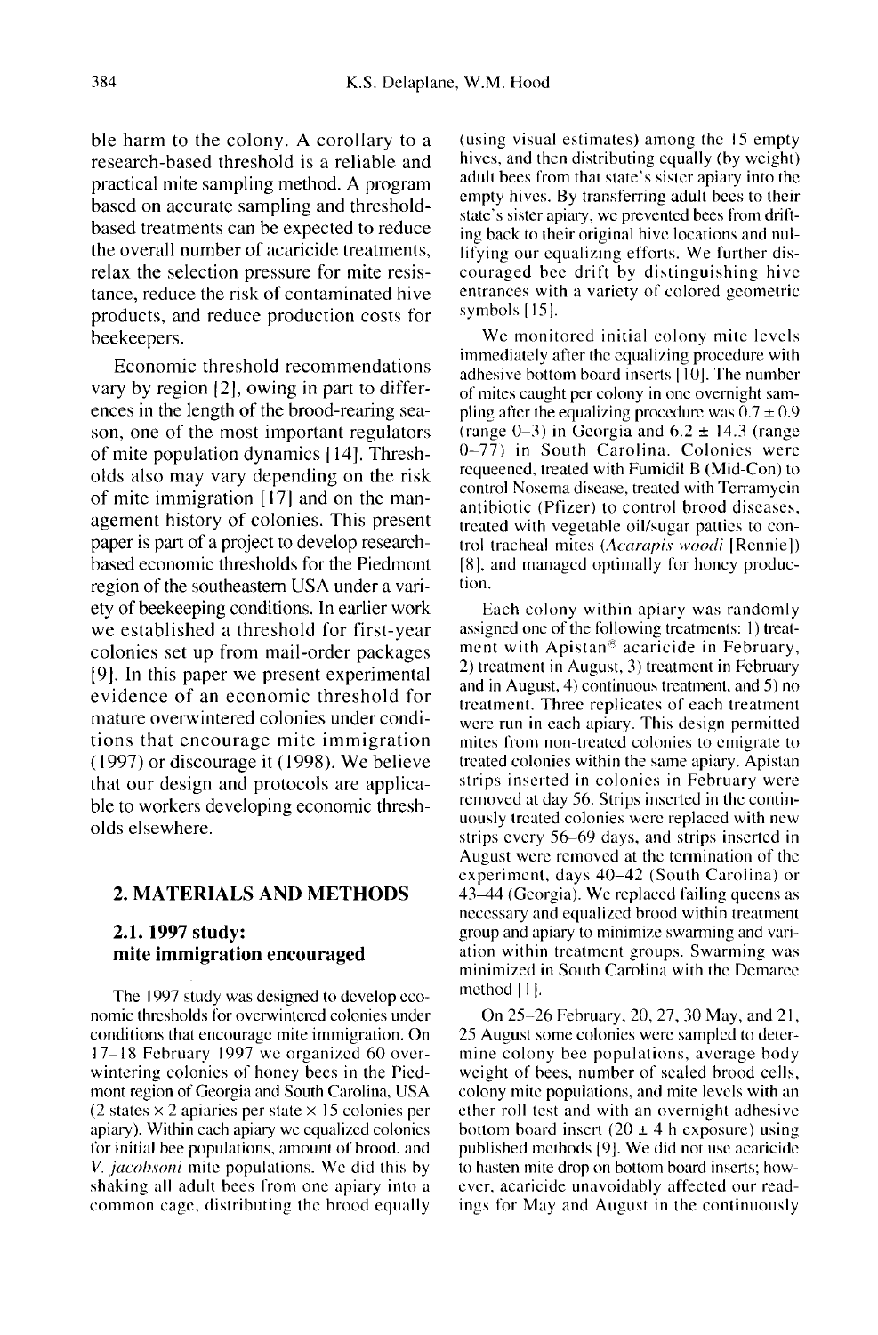ble harm to the colony. A corollary to a research-based threshold is a reliable and practical mite sampling method. A program based on accurate sampling and threshold-based treatments can be expected to reduce the overall number of acaricide treatments, relax the selection pressure for mite resistance, reduce the risk of contaminated hive products, and reduce production costs for beekeepers.

Economic threshold recommendations vary by region [2], owing in part to differences in the length of the brood-rearing season, one of the most important regulators of mite population dynamics [14]. Thresholds also may vary depending on the risk of mite immigration [17] and on the management history of colonies. This present paper is part of a project to develop research-based economic thresholds for the Piedmont region of the southeastern USA under a variety of beekeeping conditions. In earlier work we established a threshold for first-year colonies set up from mail-order packages [9]. In this paper we present experimental evidence of an economic threshold for mature overwintered colonies under conditions that encourage mite immigration (1997) or discourage it (1998). We believe that our design and protocols are applicable to workers developing economic thresholds elsewhere.

## 2. MATERIALS AND METHODS

### 2.1. 1997 study: mite immigration encouraged

The 1997 study was designed to develop economic thresholds for overwintered colonies under conditions that encourage mite immigration. On 17–18 February 1997 we organized 60 overwintering colonies of honey bees in the Piedmont region of Georgia and South Carolina, USA (2 states × 2 apiaries per state × 15 colonies per apiary). Within each apiary we equalized colonies for initial bee populations, amount of brood, and *V. jacobsoni* mite populations. We did this by shaking all adult bees from one apiary into a common cage, distributing the brood equally (using visual estimates) among the 15 empty hives, and then distributing equally (by weight) adult bees from that state's sister apiary into the empty hives. By transferring adult bees to their state's sister apiary, we prevented bees from drifting back to their original hive locations and nullifying our equalizing efforts. We further discouraged bee drift by distinguishing hive entrances with a variety of colored geometric symbols [15].

We monitored initial colony mite levels immediately after the equalizing procedure with adhesive bottom board inserts [10]. The number of mites caught per colony in one overnight sampling after the equalizing procedure was $0.7 \pm 0.9$ (range 0–3) in Georgia and $6.2 \pm 14.3$ (range 0–77) in South Carolina. Colonies were requeened, treated with Fumidil B (Mid-Con) to control Nosema disease, treated with Terramycin antibiotic (Pfizer) to control brood diseases, treated with vegetable oil/sugar patties to control tracheal mites (*Acarapis woodi* [Rennie]) [8], and managed optimally for honey production.

Each colony within apiary was randomly assigned one of the following treatments: 1) treatment with Apistan® acaricide in February, 2) treatment in August, 3) treatment in February and in August, 4) continuous treatment, and 5) no treatment. Three replicates of each treatment were run in each apiary. This design permitted mites from non-treated colonies to emigrate to treated colonies within the same apiary. Apistan strips inserted in colonies in February were removed at day 56. Strips inserted in the continuously treated colonies were replaced with new strips every 56–69 days, and strips inserted in August were removed at the termination of the experiment, days 40–42 (South Carolina) or 43–44 (Georgia). We replaced failing queens as necessary and equalized brood within treatment group and apiary to minimize swarming and variation within treatment groups. Swarming was minimized in South Carolina with the Demaree method [1].

On 25–26 February, 20, 27, 30 May, and 21, 25 August some colonies were sampled to determine colony bee populations, average body weight of bees, number of sealed brood cells, colony mite populations, and mite levels with an ether roll test and with an overnight adhesive bottom board insert ($20 \pm 4$ h exposure) using published methods [9]. We did not use acaricide to hasten mite drop on bottom board inserts; however, acaricide unavoidably affected our readings for May and August in the continuously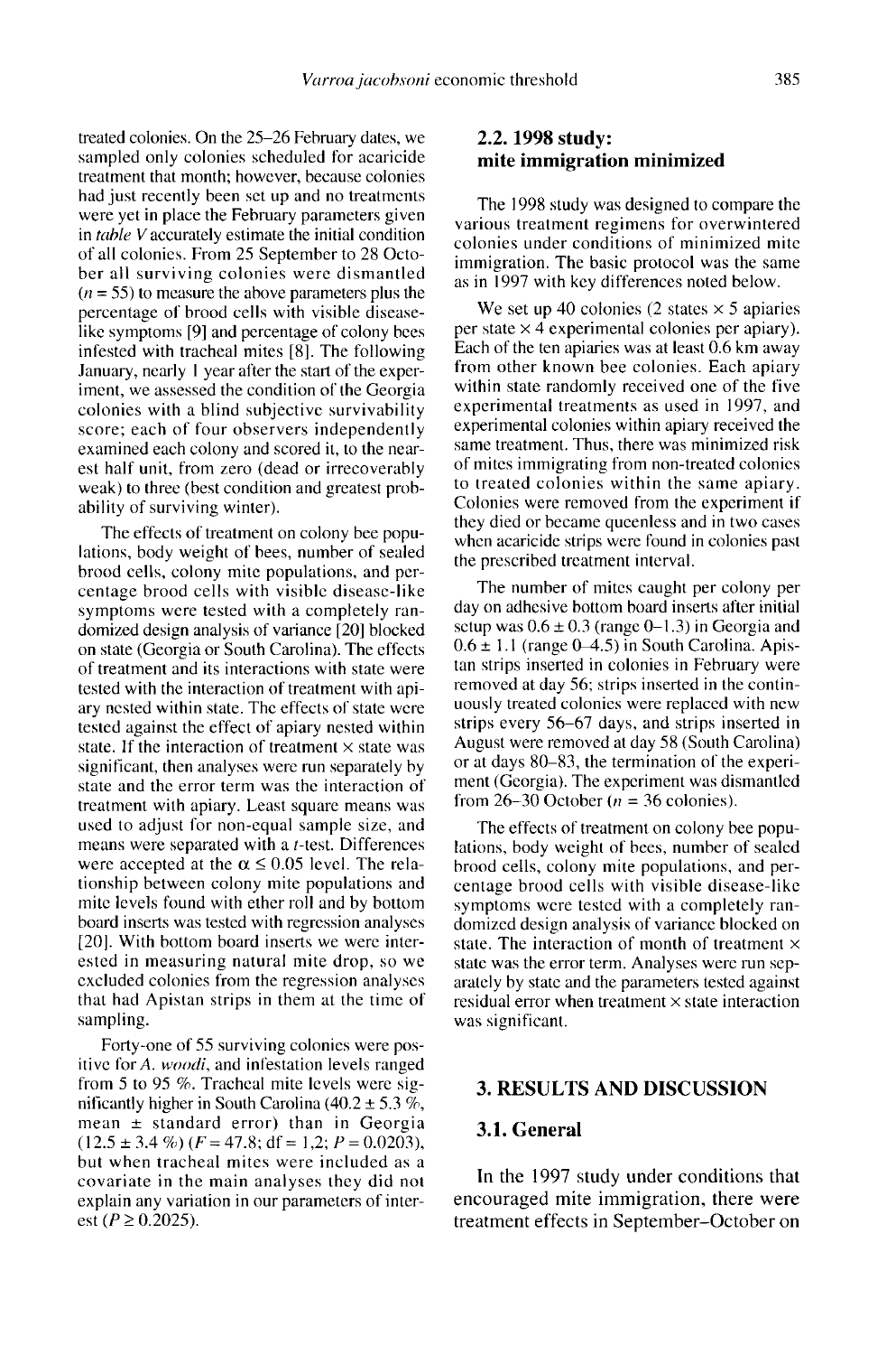treated colonies. On the 25–26 February dates, we sampled only colonies scheduled for acaricide treatment that month; however, because colonies had just recently been set up and no treatments were yet in place the February parameters given in *table V* accurately estimate the initial condition of all colonies. From 25 September to 28 October all surviving colonies were dismantled ($n = 55$) to measure the above parameters plus the percentage of brood cells with visible disease-like symptoms [9] and percentage of colony bees infested with tracheal mites [8]. The following January, nearly 1 year after the start of the experiment, we assessed the condition of the Georgia colonies with a blind subjective survivability score; each of four observers independently examined each colony and scored it, to the nearest half unit, from zero (dead or irrecoverably weak) to three (best condition and greatest probability of surviving winter).

The effects of treatment on colony bee populations, body weight of bees, number of sealed brood cells, colony mite populations, and percentage brood cells with visible disease-like symptoms were tested with a completely randomized design analysis of variance [20] blocked on state (Georgia or South Carolina). The effects of treatment and its interactions with state were tested with the interaction of treatment with apiary nested within state. The effects of state were tested against the effect of apiary nested within state. If the interaction of treatment × state was significant, then analyses were run separately by state and the error term was the interaction of treatment with apiary. Least square means was used to adjust for non-equal sample size, and means were separated with a $t$-test. Differences were accepted at the $\alpha \leq 0.05$ level. The relationship between colony mite populations and mite levels found with ether roll and by bottom board inserts was tested with regression analyses [20]. With bottom board inserts we were interested in measuring natural mite drop, so we excluded colonies from the regression analyses that had Apistan strips in them at the time of sampling.

Forty-one of 55 surviving colonies were positive for *A. woodi*, and infestation levels ranged from 5 to 95 %. Tracheal mite levels were significantly higher in South Carolina (40.2 ± 5.3 %, mean ± standard error) than in Georgia (12.5 ± 3.4 %) ($F = 47.8$; df = 1,2; $P = 0.0203$), but when tracheal mites were included as a covariate in the main analyses they did not explain any variation in our parameters of interest ($P \geq 0.2025$).

## 2.2. 1998 study: mite immigration minimized

The 1998 study was designed to compare the various treatment regimens for overwintered colonies under conditions of minimized mite immigration. The basic protocol was the same as in 1997 with key differences noted below.

We set up 40 colonies (2 states × 5 apiaries per state × 4 experimental colonies per apiary). Each of the ten apiaries was at least 0.6 km away from other known bee colonies. Each apiary within state randomly received one of the five experimental treatments as used in 1997, and experimental colonies within apiary received the same treatment. Thus, there was minimized risk of mites immigrating from non-treated colonies to treated colonies within the same apiary. Colonies were removed from the experiment if they died or became queenless and in two cases when acaricide strips were found in colonies past the prescribed treatment interval.

The number of mites caught per colony per day on adhesive bottom board inserts after initial setup was 0.6 ± 0.3 (range 0–1.3) in Georgia and 0.6 ± 1.1 (range 0–4.5) in South Carolina. Apistan strips inserted in colonies in February were removed at day 56; strips inserted in the continuously treated colonies were replaced with new strips every 56–67 days, and strips inserted in August were removed at day 58 (South Carolina) or at days 80–83, the termination of the experiment (Georgia). The experiment was dismantled from 26–30 October ($n = 36$ colonies).

The effects of treatment on colony bee populations, body weight of bees, number of sealed brood cells, colony mite populations, and percentage brood cells with visible disease-like symptoms were tested with a completely randomized design analysis of variance blocked on state. The interaction of month of treatment × state was the error term. Analyses were run separately by state and the parameters tested against residual error when treatment × state interaction was significant.

# 3. RESULTS AND DISCUSSION

## 3.1. General

In the 1997 study under conditions that encouraged mite immigration, there were treatment effects in September–October on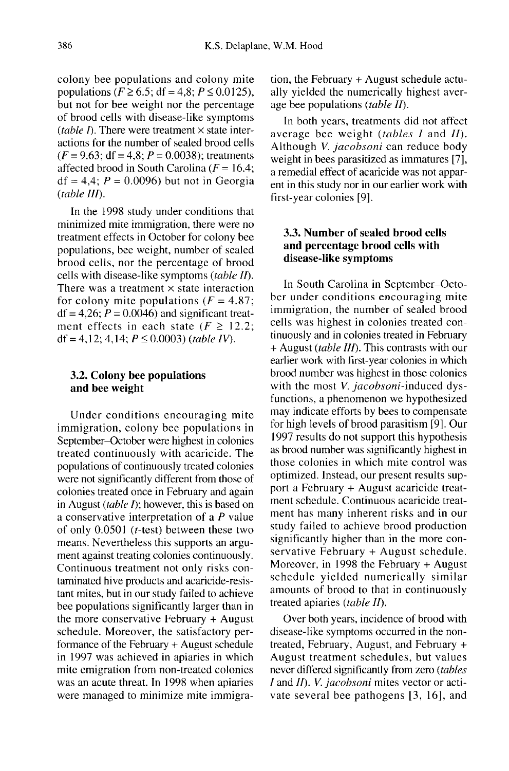colony bee populations and colony mite populations ($F \geq 6.5$; df = 4,8; $P \leq 0.0125$), but not for bee weight nor the percentage of brood cells with disease-like symptoms (*table I*). There were treatment × state interactions for the number of sealed brood cells ($F = 9.63$; df = 4,8; $P = 0.0038$); treatments affected brood in South Carolina ($F = 16.4$; df = 4,4; $P = 0.0096$) but not in Georgia (*table III*).

In the 1998 study under conditions that minimized mite immigration, there were no treatment effects in October for colony bee populations, bee weight, number of sealed brood cells, nor the percentage of brood cells with disease-like symptoms (*table II*). There was a treatment × state interaction for colony mite populations ($F = 4.87$; df = 4,26; $P = 0.0046$) and significant treatment effects in each state ($F \geq 12.2$; df = 4,12; 4,14; $P \leq 0.0003$) (*table IV*).

### 3.2. Colony bee populations and bee weight

Under conditions encouraging mite immigration, colony bee populations in September–October were highest in colonies treated continuously with acaricide. The populations of continuously treated colonies were not significantly different from those of colonies treated once in February and again in August (*table I*); however, this is based on a conservative interpretation of a $P$ value of only 0.0501 ($t$-test) between these two means. Nevertheless this supports an argument against treating colonies continuously. Continuous treatment not only risks contaminated hive products and acaricide-resistant mites, but in our study failed to achieve bee populations significantly larger than in the more conservative February + August schedule. Moreover, the satisfactory performance of the February + August schedule in 1997 was achieved in apiaries in which mite emigration from non-treated colonies was an acute threat. In 1998 when apiaries were managed to minimize mite immigration, the February + August schedule actually yielded the numerically highest average bee populations (*table II*).

In both years, treatments did not affect average bee weight (*tables I* and *II*). Although *V. jacobsoni* can reduce body weight in bees parasitized as immatures [7], a remedial effect of acaricide was not apparent in this study nor in our earlier work with first-year colonies [9].

### 3.3. Number of sealed brood cells and percentage brood cells with disease-like symptoms

In South Carolina in September–October under conditions encouraging mite immigration, the number of sealed brood cells was highest in colonies treated continuously and in colonies treated in February + August (*table III*). This contrasts with our earlier work with first-year colonies in which brood number was highest in those colonies with the most *V. jacobsoni*-induced dysfunctions, a phenomenon we hypothesized may indicate efforts by bees to compensate for high levels of brood parasitism [9]. Our 1997 results do not support this hypothesis as brood number was significantly highest in those colonies in which mite control was optimized. Instead, our present results support a February + August acaricide treatment schedule. Continuous acaricide treatment has many inherent risks and in our study failed to achieve brood production significantly higher than in the more conservative February + August schedule. Moreover, in 1998 the February + August schedule yielded numerically similar amounts of brood to that in continuously treated apiaries (*table II*).

Over both years, incidence of brood with disease-like symptoms occurred in the non-treated, February, August, and February + August treatment schedules, but values never differed significantly from zero (*tables I* and *II*). *V. jacobsoni* mites vector or activate several bee pathogens [3, 16], and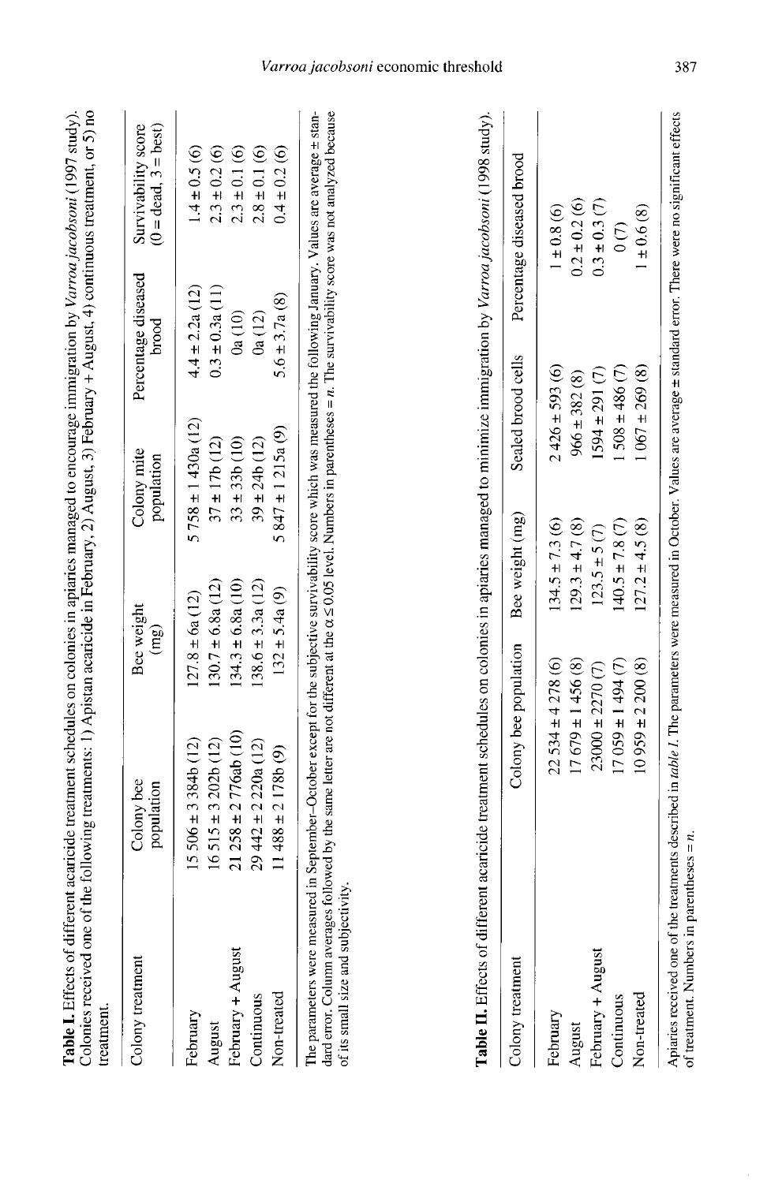**Table I.** Effects of different acaricide treatment schedules on colonies in apiaries managed to encourage immigration by *Varroa jacobsoni* (1997 study). Colonies received one of the following treatments: 1) Apistan acaricide in February, 2) August, 3) February + August, 4) continuous treatment, or 5) no treatment.

| Colony treatment | Colony bee population | Bee weight (mg) | Colony mite population | Percentage diseased brood | Survivability score (0 = dead, 3 = best) |
|---|---|---|---|---|---|
| February | 15 506 ± 3 384b (12) | 127.8 ± 6a (12) | 5 758 ± 1 430a (12) | 4.4 ± 2.2a (12) | 1.4 ± 0.5 (6) |
| August | 16 515 ± 3 202b (12) | 130.7 ± 6.8a (12) | 37 ± 17b (12) | 0.3 ± 0.3a (11) | 2.3 ± 0.2 (6) |
| February + August | 21 258 ± 2 776ab (10) | 134.3 ± 6.8a (10) | 33 ± 33b (10) | 0a (10) | 2.3 ± 0.1 (6) |
| Continuous | 29 442 ± 2 220a (12) | 138.6 ± 3.3a (12) | 39 ± 24b (12) | 0a (12) | 2.8 ± 0.1 (6) |
| Non-treated | 11 488 ± 2 178b (9) | 132 ± 5.4a (9) | 5 847 ± 1 215a (9) | 5.6 ± 3.7a (8) | 0.4 ± 0.2 (6) |

The parameters were measured in September–October except for the subjective survivability score which was measured the following January. Values are average ± standard error. Column averages followed by the same letter are not different at the $\alpha \le 0.05$ level. Numbers in parentheses = *n*. The survivability score was not analyzed because of its small size and subjectivity.

**Table II.** Effects of different acaricide treatment schedules on colonies in apiaries managed to minimize immigration by *Varroa jacobsoni* (1998 study).

| Colony treatment | Colony bee population | Bee weight (mg) | Sealed brood cells | Percentage diseased brood |
|---|---|---|---|---|
| February | 22 534 ± 4 278 (6) | 134.5 ± 7.3 (6) | 2 426 ± 593 (6) | 1 ± 0.8 (6) |
| August | 17 679 ± 1 456 (8) | 129.3 ± 4.7 (8) | 966 ± 382 (8) | 0.2 ± 0.2 (6) |
| February + August | 23000 ± 2270 (7) | 123.5 ± 5 (7) | 1594 ± 291 (7) | 0.3 ± 0.3 (7) |
| Continuous | 17 059 ± 1 494 (7) | 140.5 ± 7.8 (7) | 1 508 ± 486 (7) | 0 (7) |
| Non-treated | 10 959 ± 2 200 (8) | 127.2 ± 4.5 (8) | 1 067 ± 269 (8) | 1 ± 0.6 (8) |

Apiaries received one of the treatments described in *table I*. The parameters were measured in October. Values are average ± standard error. There were no significant effects of treatment. Numbers in parentheses = *n*.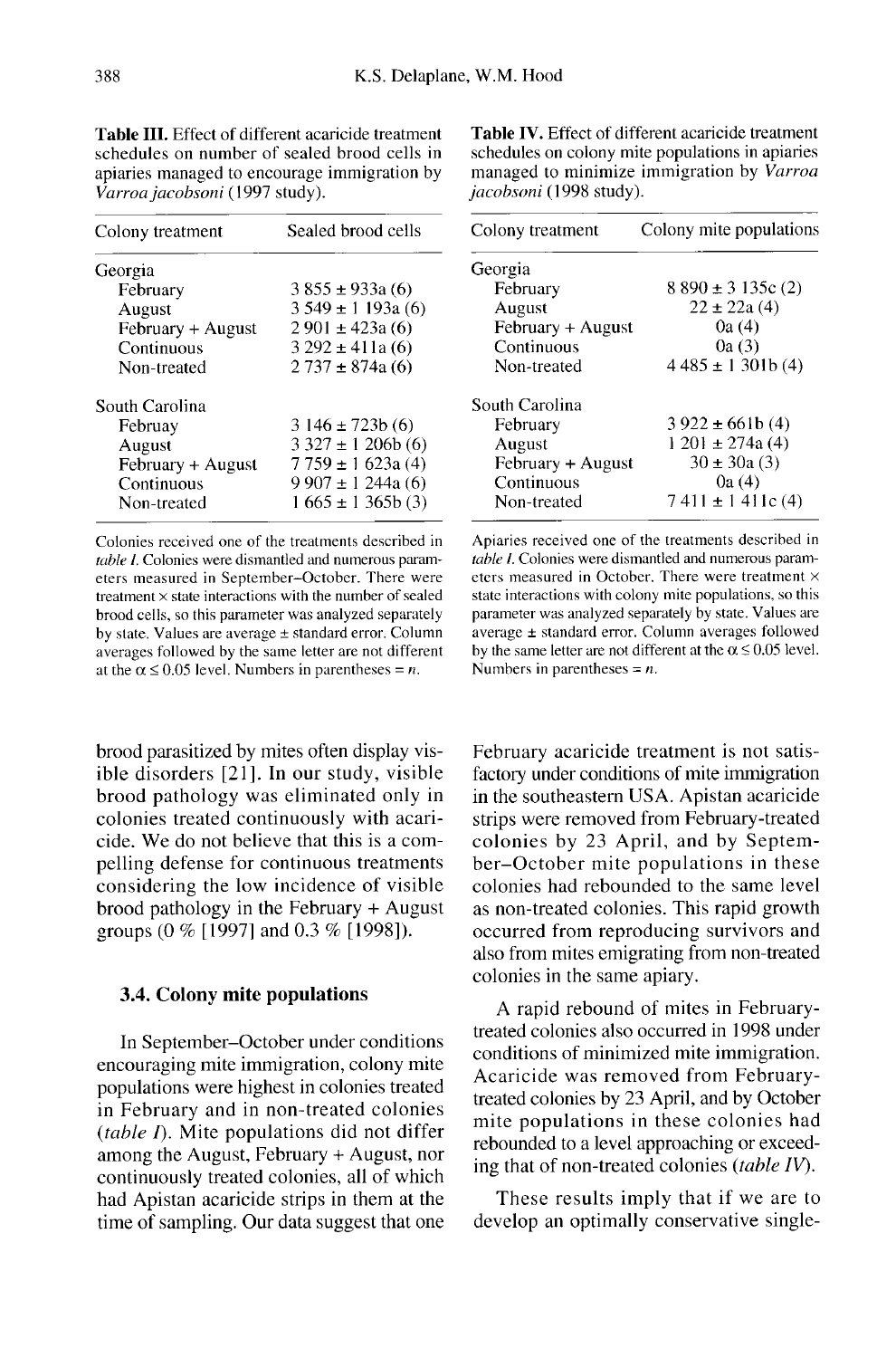**Table III.** Effect of different acaricide treatment schedules on number of sealed brood cells in apiaries managed to encourage immigration by *Varroa jacobsoni* (1997 study).

| Colony treatment | Sealed brood cells |
|---|---|
| Georgia | |
| February | 3 855 ± 933a (6) |
| August | 3 549 ± 1 193a (6) |
| February + August | 2 901 ± 423a (6) |
| Continuous | 3 292 ± 411a (6) |
| Non-treated | 2 737 ± 874a (6) |
| South Carolina | |
| Februay | 3 146 ± 723b (6) |
| August | 3 327 ± 1 206b (6) |
| February + August | 7 759 ± 1 623a (4) |
| Continuous | 9 907 ± 1 244a (6) |
| Non-treated | 1 665 ± 1 365b (3) |

Colonies received one of the treatments described in *table I*. Colonies were dismantled and numerous parameters measured in September–October. There were treatment × state interactions with the number of sealed brood cells, so this parameter was analyzed separately by state. Values are average ± standard error. Column averages followed by the same letter are not different at the $\alpha \leq 0.05$ level. Numbers in parentheses = *n*.

**Table IV.** Effect of different acaricide treatment schedules on colony mite populations in apiaries managed to minimize immigration by *Varroa jacobsoni* (1998 study).

| Colony treatment | Colony mite populations |
|---|---|
| Georgia | |
| February | 8 890 ± 3 135c (2) |
| August | 22 ± 22a (4) |
| February + August | 0a (4) |
| Continuous | 0a (3) |
| Non-treated | 4 485 ± 1 301b (4) |
| South Carolina | |
| February | 3 922 ± 661b (4) |
| August | 1 201 ± 274a (4) |
| February + August | 30 ± 30a (3) |
| Continuous | 0a (4) |
| Non-treated | 7 411 ± 1 411c (4) |

Apiaries received one of the treatments described in *table I*. Colonies were dismantled and numerous parameters measured in October. There were treatment × state interactions with colony mite populations, so this parameter was analyzed separately by state. Values are average ± standard error. Column averages followed by the same letter are not different at the $\alpha \leq 0.05$ level. Numbers in parentheses = *n*.

brood parasitized by mites often display visible disorders [21]. In our study, visible brood pathology was eliminated only in colonies treated continuously with acaricide. We do not believe that this is a compelling defense for continuous treatments considering the low incidence of visible brood pathology in the February + August groups (0 % [1997] and 0.3 % [1998]).

### 3.4. Colony mite populations

In September–October under conditions encouraging mite immigration, colony mite populations were highest in colonies treated in February and in non-treated colonies (*table I*). Mite populations did not differ among the August, February + August, nor continuously treated colonies, all of which had Apistan acaricide strips in them at the time of sampling. Our data suggest that one February acaricide treatment is not satisfactory under conditions of mite immigration in the southeastern USA. Apistan acaricide strips were removed from February-treated colonies by 23 April, and by September–October mite populations in these colonies had rebounded to the same level as non-treated colonies. This rapid growth occurred from reproducing survivors and also from mites emigrating from non-treated colonies in the same apiary.

A rapid rebound of mites in February-treated colonies also occurred in 1998 under conditions of minimized mite immigration. Acaricide was removed from February-treated colonies by 23 April, and by October mite populations in these colonies had rebounded to a level approaching or exceeding that of non-treated colonies (*table IV*).

These results imply that if we are to develop an optimally conservative single-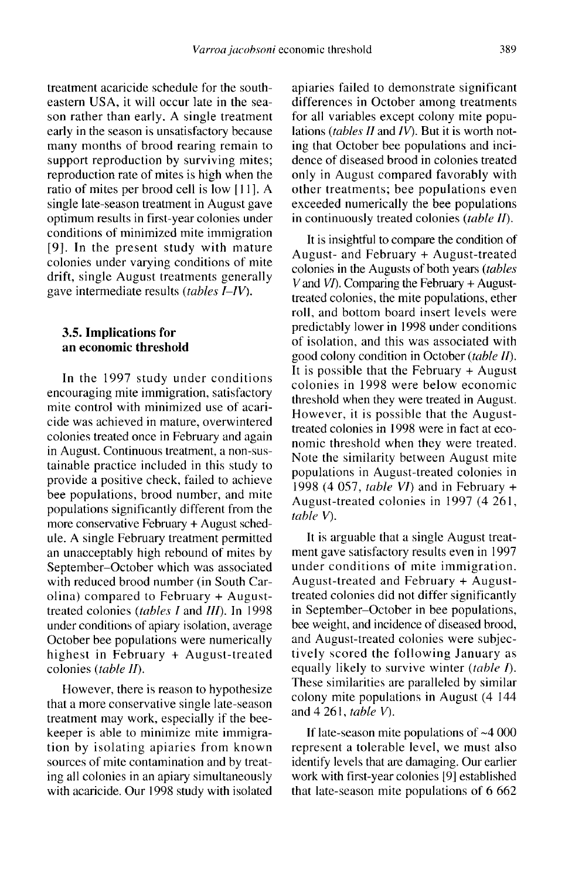treatment acaricide schedule for the southeastern USA, it will occur late in the season rather than early. A single treatment early in the season is unsatisfactory because many months of brood rearing remain to support reproduction by surviving mites; reproduction rate of mites is high when the ratio of mites per brood cell is low [11]. A single late-season treatment in August gave optimum results in first-year colonies under conditions of minimized mite immigration [9]. In the present study with mature colonies under varying conditions of mite drift, single August treatments generally gave intermediate results (*tables I–IV*).

### 3.5. Implications for an economic threshold

In the 1997 study under conditions encouraging mite immigration, satisfactory mite control with minimized use of acaricide was achieved in mature, overwintered colonies treated once in February and again in August. Continuous treatment, a non-sustainable practice included in this study to provide a positive check, failed to achieve bee populations, brood number, and mite populations significantly different from the more conservative February + August schedule. A single February treatment permitted an unacceptably high rebound of mites by September–October which was associated with reduced brood number (in South Carolina) compared to February + August-treated colonies (*tables I* and *III*). In 1998 under conditions of apiary isolation, average October bee populations were numerically highest in February + August-treated colonies (*table II*).

However, there is reason to hypothesize that a more conservative single late-season treatment may work, especially if the beekeeper is able to minimize mite immigration by isolating apiaries from known sources of mite contamination and by treating all colonies in an apiary simultaneously with acaricide. Our 1998 study with isolated apiaries failed to demonstrate significant differences in October among treatments for all variables except colony mite populations (*tables II* and *IV*). But it is worth noting that October bee populations and incidence of diseased brood in colonies treated only in August compared favorably with other treatments; bee populations even exceeded numerically the bee populations in continuously treated colonies (*table II*).

It is insightful to compare the condition of August- and February + August-treated colonies in the Augusts of both years (*tables V* and *VI*). Comparing the February + August-treated colonies, the mite populations, ether roll, and bottom board insert levels were predictably lower in 1998 under conditions of isolation, and this was associated with good colony condition in October (*table II*). It is possible that the February + August colonies in 1998 were below economic threshold when they were treated in August. However, it is possible that the August-treated colonies in 1998 were in fact at economic threshold when they were treated. Note the similarity between August mite populations in August-treated colonies in 1998 (4 057, *table VI*) and in February + August-treated colonies in 1997 (4 261, *table V*).

It is arguable that a single August treatment gave satisfactory results even in 1997 under conditions of mite immigration. August-treated and February + August-treated colonies did not differ significantly in September–October in bee populations, bee weight, and incidence of diseased brood, and August-treated colonies were subjectively scored the following January as equally likely to survive winter (*table I*). These similarities are paralleled by similar colony mite populations in August (4 144 and 4 261, *table V*).

If late-season mite populations of ~4 000 represent a tolerable level, we must also identify levels that are damaging. Our earlier work with first-year colonies [9] established that late-season mite populations of 6 662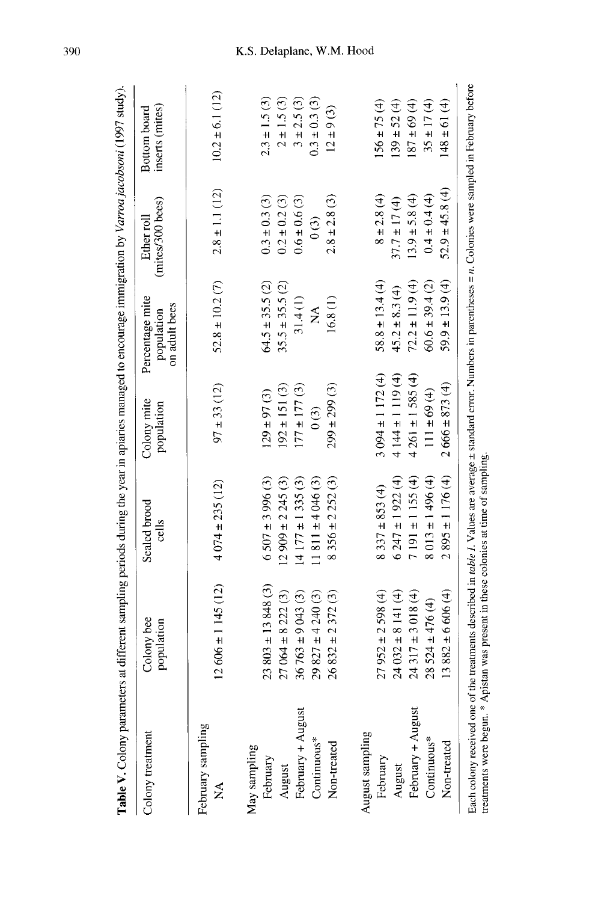**Table V.** Colony parameters at different sampling periods during the year in apiaries managed to encourage immigration by *Varroa jacobsoni* (1997 study).

| Colony treatment | Colony bee population | Sealed brood cells | Colony mite population | Percentage mite population on adult bees | Ether roll (mites/300 bees) | Bottom board inserts (mites) |
|---|---|---|---|---|---|---|
| February sampling | | | | | | |
| NA | 12 606 ± 1 145 (12) | 4 074 ± 235 (12) | 97 ± 33 (12) | 52.8 ± 10.2 (7) | 2.8 ± 1.1 (12) | 10.2 ± 6.1 (12) |
| May sampling | | | | | | |
| February | 23 803 ± 13 848 (3) | 6 507 ± 3 996 (3) | 129 ± 97 (3) | 64.5 ± 35.5 (2) | 0.3 ± 0.3 (3) | 2.3 ± 1.5 (3) |
| August | 27 064 ± 8 222 (3) | 12 909 ± 2 245 (3) | 192 ± 151 (3) | 35.5 ± 35.5 (2) | 0.2 ± 0.2 (3) | 2 ± 1.5 (3) |
| February + August | 36 763 ± 9 043 (3) | 14 177 ± 1 335 (3) | 177 ± 177 (3) | 31.4 (1) | 0.6 ± 0.6 (3) | 3 ± 2.5 (3) |
| Continuous* | 29 827 ± 4 240 (3) | 11 811 ± 4 046 (3) | 0 (3) | NA | 0 (3) | 0.3 ± 0.3 (3) |
| Non-treated | 26 832 ± 2 372 (3) | 8 356 ± 2 252 (3) | 299 ± 299 (3) | 16.8 (1) | 2.8 ± 2.8 (3) | 12 ± 9 (3) |
| August sampling | | | | | | |
| February | 27 952 ± 2 598 (4) | 8 337 ± 853 (4) | 3 094 ± 1 172 (4) | 58.8 ± 13.4 (4) | 8 ± 2.8 (4) | 156 ± 75 (4) |
| August | 24 032 ± 8 141 (4) | 6 247 ± 1 922 (4) | 4 144 ± 1 119 (4) | 45.2 ± 8.3 (4) | 37.7 ± 17 (4) | 139 ± 52 (4) |
| February + August | 24 317 ± 3 018 (4) | 7 191 ± 1 155 (4) | 4 261 ± 1 585 (4) | 72.2 ± 11.9 (4) | 13.9 ± 5.8 (4) | 187 ± 69 (4) |
| Continuous* | 28 524 ± 476 (4) | 8 013 ± 1 496 (4) | 111 ± 69 (4) | 60.6 ± 39.4 (2) | 0.4 ± 0.4 (4) | 35 ± 17 (4) |
| Non-treated | 13 882 ± 6 606 (4) | 2 895 ± 1 176 (4) | 2 666 ± 873 (4) | 59.9 ± 13.9 (4) | 52.9 ± 45.8 (4) | 148 ± 61 (4) |

Each colony received one of the treatments described in *table I*. Values are average ± standard error. Numbers in parentheses = *n*. Colonies were sampled in February before treatments were begun. * Apistan was present in these colonies at time of sampling.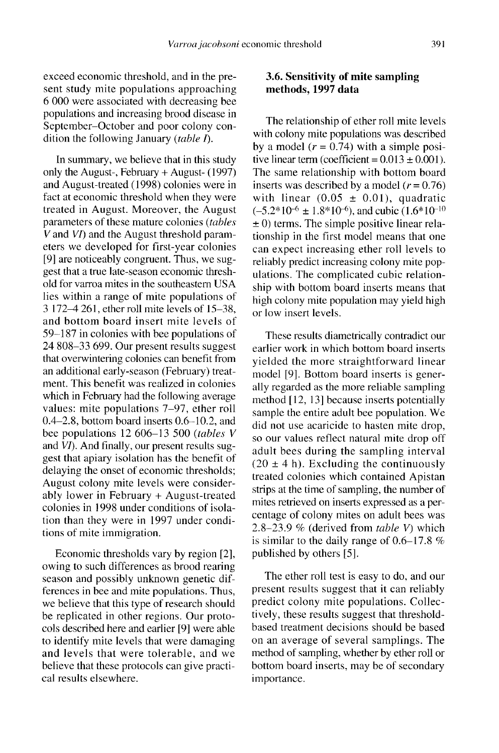exceed economic threshold, and in the present study mite populations approaching 6 000 were associated with decreasing bee populations and increasing brood disease in September–October and poor colony condition the following January (*table I*).

In summary, we believe that in this study only the August-, February + August- (1997) and August-treated (1998) colonies were in fact at economic threshold when they were treated in August. Moreover, the August parameters of these mature colonies (*tables V* and *VI*) and the August threshold parameters we developed for first-year colonies [9] are noticeably congruent. Thus, we suggest that a true late-season economic threshold for varroa mites in the southeastern USA lies within a range of mite populations of 3 172–4 261, ether roll mite levels of 15–38, and bottom board insert mite levels of 59–187 in colonies with bee populations of 24 808–33 699. Our present results suggest that overwintering colonies can benefit from an additional early-season (February) treatment. This benefit was realized in colonies which in February had the following average values: mite populations 7–97, ether roll 0.4–2.8, bottom board inserts 0.6–10.2, and bee populations 12 606–13 500 (*tables V* and *VI*). And finally, our present results suggest that apiary isolation has the benefit of delaying the onset of economic thresholds; August colony mite levels were considerably lower in February + August-treated colonies in 1998 under conditions of isolation than they were in 1997 under conditions of mite immigration.

Economic thresholds vary by region [2], owing to such differences as brood rearing season and possibly unknown genetic differences in bee and mite populations. Thus, we believe that this type of research should be replicated in other regions. Our protocols described here and earlier [9] were able to identify mite levels that were damaging and levels that were tolerable, and we believe that these protocols can give practical results elsewhere.

### 3.6. Sensitivity of mite sampling methods, 1997 data

The relationship of ether roll mite levels with colony mite populations was described by a model ($r = 0.74$) with a simple positive linear term (coefficient = $0.013 \pm 0.001$). The same relationship with bottom board inserts was described by a model ($r = 0.76$) with linear ($0.05 \pm 0.01$), quadratic ($-5.2 \times 10^{-6} \pm 1.8 \times 10^{-6}$), and cubic ($1.6 \times 10^{-10} \pm 0$) terms. The simple positive linear relationship in the first model means that one can expect increasing ether roll levels to reliably predict increasing colony mite populations. The complicated cubic relationship with bottom board inserts means that high colony mite population may yield high or low insert levels.

These results diametrically contradict our earlier work in which bottom board inserts yielded the more straightforward linear model [9]. Bottom board inserts is generally regarded as the more reliable sampling method [12, 13] because inserts potentially sample the entire adult bee population. We did not use acaricide to hasten mite drop, so our values reflect natural mite drop off adult bees during the sampling interval ($20 \pm 4$ h). Excluding the continuously treated colonies which contained Apistan strips at the time of sampling, the number of mites retrieved on inserts expressed as a percentage of colony mites on adult bees was 2.8–23.9 % (derived from *table V*) which is similar to the daily range of 0.6–17.8 % published by others [5].

The ether roll test is easy to do, and our present results suggest that it can reliably predict colony mite populations. Collectively, these results suggest that threshold-based treatment decisions should be based on an average of several samplings. The method of sampling, whether by ether roll or bottom board inserts, may be of secondary importance.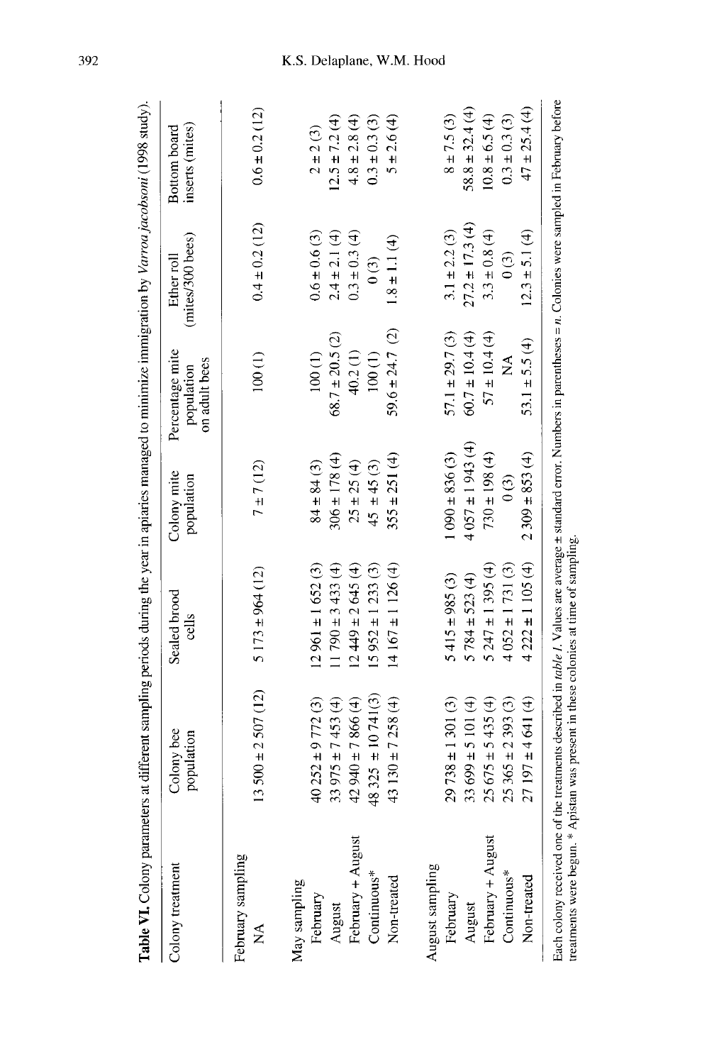**Table VI.** Colony parameters at different sampling periods during the year in apiaries managed to minimize immigration by *Varroa jacobsoni* (1998 study).

| Colony treatment | Colony bee population | Sealed brood cells | Colony mite population | Percentage mite population on adult bees | Ether roll (mites/300 bees) | Bottom board inserts (mites) |
|---|---|---|---|---|---|---|
| February sampling | | | | | | |
| NA | 13 500 ± 2 507 (12) | 5 173 ± 964 (12) | 7 ± 7 (12) | 100 (1) | 0.4 ± 0.2 (12) | 0.6 ± 0.2 (12) |
| May sampling | | | | | | |
| February | 40 252 ± 9 772 (3) | 12 961 ± 1 652 (3) | 84 ± 84 (3) | 100 (1) | 0.6 ± 0.6 (3) | 2 ± 2 (3) |
| August | 33 975 ± 7 453 (4) | 11 790 ± 3 433 (4) | 306 ± 178 (4) | 68.7 ± 20.5 (2) | 2.4 ± 2.1 (4) | 12.5 ± 7.2 (4) |
| February + August | 42 940 ± 7 866 (4) | 12 449 ± 2 645 (4) | 25 ± 25 (4) | 40.2 (1) | 0.3 ± 0.3 (4) | 4.8 ± 2.8 (4) |
| Continuous* | 48 325 ± 10 741 (3) | 15 952 ± 1 233 (3) | 45 ± 45 (3) | 100 (1) | 0 (3) | 0.3 ± 0.3 (3) |
| Non-treated | 43 130 ± 7 258 (4) | 14 167 ± 1 126 (4) | 355 ± 251 (4) | 59.6 ± 24.7 (2) | 1.8 ± 1.1 (4) | 5 ± 2.6 (4) |
| August sampling | | | | | | |
| February | 29 738 ± 1 301 (3) | 5 415 ± 985 (3) | 1 090 ± 836 (3) | 57.1 ± 29.7 (3) | 3.1 ± 2.2 (3) | 8 ± 7.5 (3) |
| August | 33 699 ± 5 101 (4) | 5 784 ± 523 (4) | 4 057 ± 1 943 (4) | 60.7 ± 10.4 (4) | 27.2 ± 17.3 (4) | 58.8 ± 32.4 (4) |
| February + August | 25 675 ± 5 435 (4) | 5 247 ± 1 395 (4) | 730 ± 198 (4) | 57 ± 10.4 (4) | 3.3 ± 0.8 (4) | 10.8 ± 6.5 (4) |
| Continuous* | 25 365 ± 2 393 (3) | 4 052 ± 1 731 (3) | 0 (3) | NA | 0 (3) | 0.3 ± 0.3 (3) |
| Non-treated | 27 197 ± 4 641 (4) | 4 222 ± 1 105 (4) | 2 309 ± 853 (4) | 53.1 ± 5.5 (4) | 12.3 ± 5.1 (4) | 47 ± 25.4 (4) |

Each colony received one of the treatments described in *table I*. Values are average ± standard error. Numbers in parentheses = *n*. Colonies were sampled in February before treatments were begun. * Apistan was present in these colonies at time of sampling.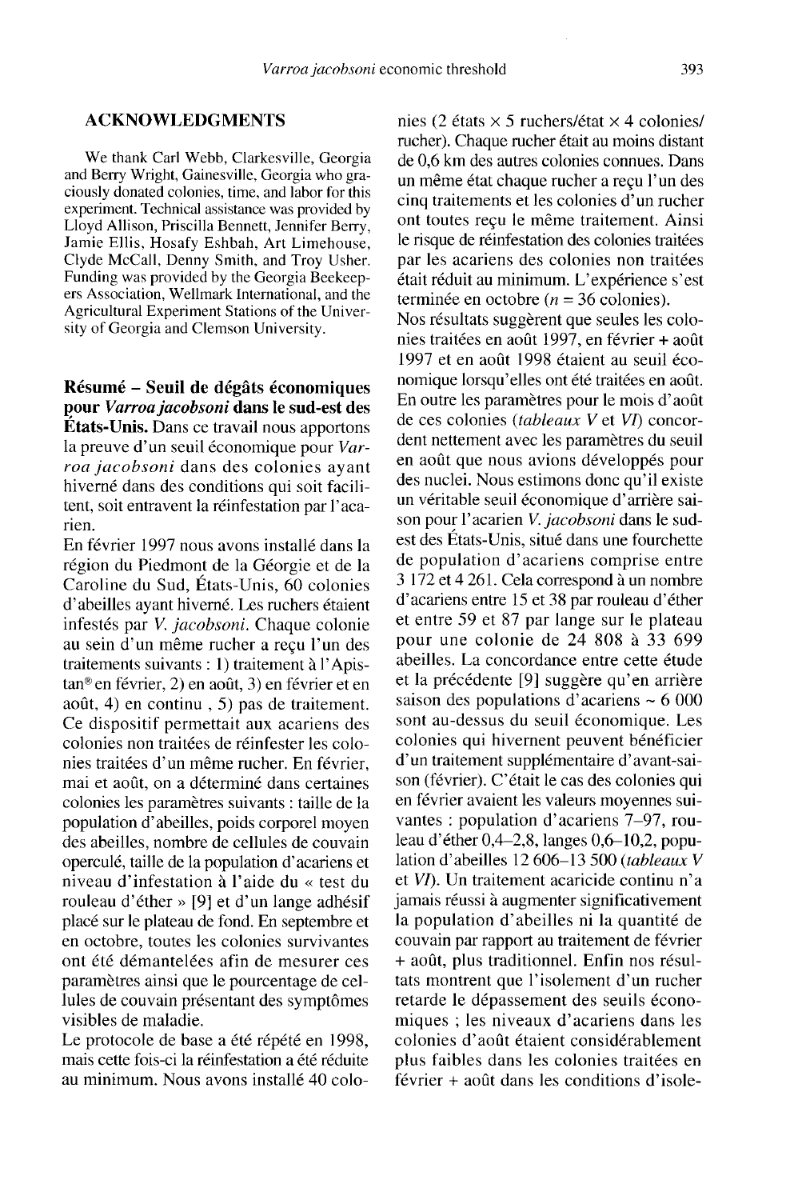## ACKNOWLEDGMENTS

We thank Carl Webb, Clarkesville, Georgia and Berry Wright, Gainesville, Georgia who graciously donated colonies, time, and labor for this experiment. Technical assistance was provided by Lloyd Allison, Priscilla Bennett, Jennifer Berry, Jamie Ellis, Hosafy Eshbah, Art Limehouse, Clyde McCall, Denny Smith, and Troy Usher. Funding was provided by the Georgia Beekeepers Association, Wellmark International, and the Agricultural Experiment Stations of the University of Georgia and Clemson University.

**Résumé – Seuil de dégâts économiques pour *Varroa jacobsoni* dans le sud-est des États-Unis.** Dans ce travail nous apportons la preuve d'un seuil économique pour *Varroa jacobsoni* dans des colonies ayant hiverné dans des conditions qui soit facilitent, soit entravent la réinfestation par l'acarien.

En février 1997 nous avons installé dans la région du Piedmont de la Géorgie et de la Caroline du Sud, États-Unis, 60 colonies d'abeilles ayant hiverné. Les ruchers étaient infestés par *V. jacobsoni*. Chaque colonie au sein d'un même rucher a reçu l'un des traitements suivants : 1) traitement à l'Apistan® en février, 2) en août, 3) en février et en août, 4) en continu , 5) pas de traitement. Ce dispositif permettait aux acariens des colonies non traitées de réinfester les colonies traitées d'un même rucher. En février, mai et août, on a déterminé dans certaines colonies les paramètres suivants : taille de la population d'abeilles, poids corporel moyen des abeilles, nombre de cellules de couvain operculé, taille de la population d'acariens et niveau d'infestation à l'aide du « test du rouleau d'éther » [9] et d'un lange adhésif placé sur le plateau de fond. En septembre et en octobre, toutes les colonies survivantes ont été démantelées afin de mesurer ces paramètres ainsi que le pourcentage de cellules de couvain présentant des symptômes visibles de maladie.

Le protocole de base a été répété en 1998, mais cette fois-ci la réinfestation a été réduite au minimum. Nous avons installé 40 colonies (2 états × 5 ruchers/état × 4 colonies/rucher). Chaque rucher était au moins distant de 0,6 km des autres colonies connues. Dans un même état chaque rucher a reçu l'un des cinq traitements et les colonies d'un rucher ont toutes reçu le même traitement. Ainsi le risque de réinfestation des colonies traitées par les acariens des colonies non traitées était réduit au minimum. L'expérience s'est terminée en octobre ($n = 36$ colonies).

Nos résultats suggèrent que seules les colonies traitées en août 1997, en février + août 1997 et en août 1998 étaient au seuil économique lorsqu'elles ont été traitées en août. En outre les paramètres pour le mois d'août de ces colonies (*tableaux V* et *VI*) concordent nettement avec les paramètres du seuil en août que nous avions développés pour des nuclei. Nous estimons donc qu'il existe un véritable seuil économique d'arrière saison pour l'acarien *V. jacobsoni* dans le sud-est des États-Unis, situé dans une fourchette de population d'acariens comprise entre 3 172 et 4 261. Cela correspond à un nombre d'acariens entre 15 et 38 par rouleau d'éther et entre 59 et 87 par lange sur le plateau pour une colonie de 24 808 à 33 699 abeilles. La concordance entre cette étude et la précédente [9] suggère qu'en arrière saison des populations d'acariens ~ 6 000 sont au-dessus du seuil économique. Les colonies qui hivernent peuvent bénéficier d'un traitement supplémentaire d'avant-saison (février). C'était le cas des colonies qui en février avaient les valeurs moyennes suivantes : population d'acariens 7–97, rouleau d'éther 0,4–2,8, langes 0,6–10,2, population d'abeilles 12 606–13 500 (*tableaux V* et *VI*). Un traitement acaricide continu n'a jamais réussi à augmenter significativement la population d'abeilles ni la quantité de couvain par rapport au traitement de février + août, plus traditionnel. Enfin nos résultats montrent que l'isolement d'un rucher retarde le dépassement des seuils économiques ; les niveaux d'acariens dans les colonies d'août étaient considérablement plus faibles dans les colonies traitées en février + août dans les conditions d'isole-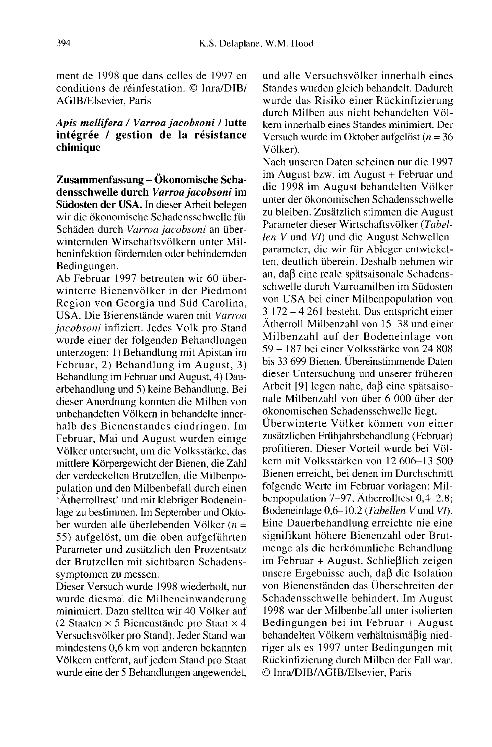ment de 1998 que dans celles de 1997 en conditions de réinfestation. © Inra/DIB/AGIB/Elsevier, Paris

***Apis mellifera* / *Varroa jacobsoni* / lutte intégrée / gestion de la résistance chimique**

**Zusammenfassung – Ökonomische Schadensschwelle durch *Varroa jacobsoni* im Südosten der USA.** In dieser Arbeit belegen wir die ökonomische Schadensschwelle für Schäden durch *Varroa jacobsoni* an überwinternden Wirschaftsvölkern unter Milbeninfektion fördernden oder behindernden Bedingungen.

Ab Februar 1997 betreuten wir 60 überwinterte Bienenvölker in der Piedmont Region von Georgia und Süd Carolina, USA. Die Bienenstände waren mit *Varroa jacobsoni* infiziert. Jedes Volk pro Stand wurde einer der folgenden Behandlungen unterzogen: 1) Behandlung mit Apistan im Februar, 2) Behandlung im August, 3) Behandlung im Februar und August, 4) Dauerbehandlung und 5) keine Behandlung. Bei dieser Anordnung konnten die Milben von unbehandelten Völkern in behandelte innerhalb des Bienenstandes eindringen. Im Februar, Mai und August wurden einige Völker untersucht, um die Volksstärke, das mittlere Körpergewicht der Bienen, die Zahl der verdeckelten Brutzellen, die Milbenpopulation und den Milbenbefall durch einen 'Ätherrolltest' und mit klebriger Bodeneinlage zu bestimmen. Im September und Oktober wurden alle überlebenden Völker ($n$ = 55) aufgelöst, um die oben aufgeführten Parameter und zusätzlich den Prozentsatz der Brutzellen mit sichtbaren Schadenssymptomen zu messen.

Dieser Versuch wurde 1998 wiederholt, nur wurde diesmal die Milbeneinwanderung minimiert. Dazu stellten wir 40 Völker auf (2 Staaten × 5 Bienenstände pro Staat × 4 Versuchsvölker pro Stand). Jeder Stand war mindestens 0,6 km von anderen bekannten Völkern entfernt, auf jedem Stand pro Staat wurde eine der 5 Behandlungen angewendet, und alle Versuchsvölker innerhalb eines Standes wurden gleich behandelt. Dadurch wurde das Risiko einer Rückinfizierung durch Milben aus nicht behandelten Völkern innerhalb eines Standes minimiert. Der Versuch wurde im Oktober aufgelöst ($n$ = 36 Völker).

Nach unseren Daten scheinen nur die 1997 im August bzw. im August + Februar und die 1998 im August behandelten Völker unter der ökonomischen Schadensschwelle zu bleiben. Zusätzlich stimmen die August Parameter dieser Wirtschaftsvölker (*Tabellen V* und *VI*) und die August Schwellenparameter, die wir für Ableger entwickelten, deutlich überein. Deshalb nehmen wir an, daβ eine reale spätsaisonale Schadensschwelle durch Varroamilben im Südosten von USA bei einer Milbenpopulation von 3 172 – 4 261 besteht. Das entspricht einer Ätherroll-Milbenzahl von 15–38 und einer Milbenzahl auf der Bodeneinlage von 59 – 187 bei einer Volksstärke von 24 808 bis 33 699 Bienen. Übereinstimmende Daten dieser Untersuchung und unserer früheren Arbeit [9] legen nahe, daβ eine spätsaisonale Milbenzahl von über 6 000 über der ökonomischen Schadensschwelle liegt.

Überwinterte Völker können von einer zusätzlichen Frühjahrsbehandlung (Februar) profitieren. Dieser Vorteil wurde bei Völkern mit Volksstärken von 12 606–13 500 Bienen erreicht, bei denen im Durchschnitt folgende Werte im Februar vorlagen: Milbenpopulation 7–97, Ätherrolltest 0,4–2.8; Bodeneinlage 0,6–10,2 (*Tabellen V* und *VI*). Eine Dauerbehandlung erreichte nie eine signifikant höhere Bienenzahl oder Brutmenge als die herkömmliche Behandlung im Februar + August. Schlieβlich zeigen unsere Ergebnisse auch, daβ die Isolation von Bienenständen das Überschreiten der Schadensschwelle behindert. Im August 1998 war der Milbenbefall unter isolierten Bedingungen bei im Februar + August behandelten Völkern verhältnismäβig niedriger als es 1997 unter Bedingungen mit Rückinfizierung durch Milben der Fall war. © Inra/DIB/AGIB/Elsevier, Paris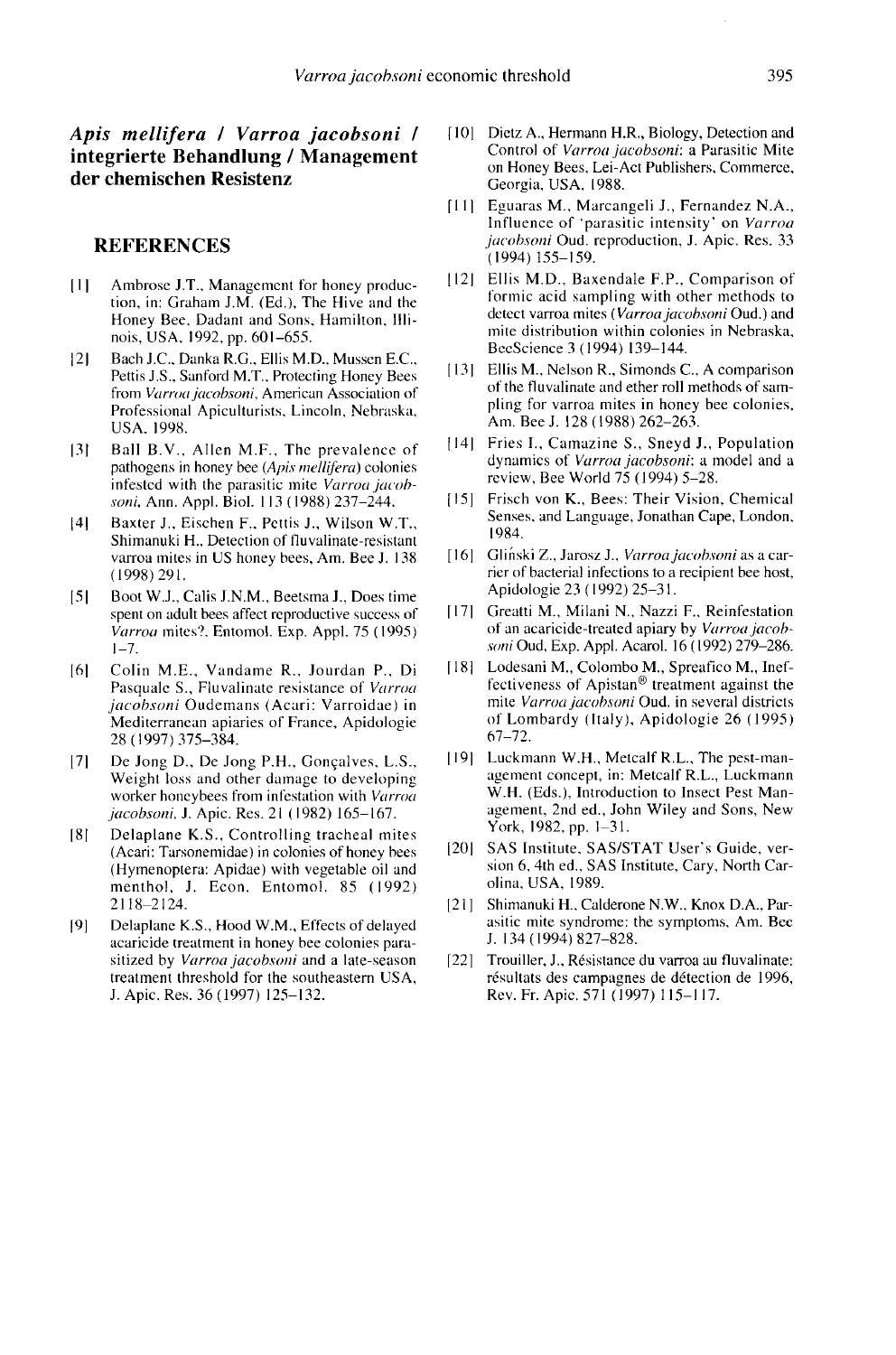***Apis mellifera / Varroa jacobsoni / integrierte Behandlung / Management der chemischen Resistenz***

## REFERENCES

[1] Ambrose J.T., Management for honey production, in: Graham J.M. (Ed.), The Hive and the Honey Bee, Dadant and Sons, Hamilton, Illinois, USA, 1992, pp. 601–655.

[2] Bach J.C., Danka R.G., Ellis M.D., Mussen E.C., Pettis J.S., Sanford M.T., Protecting Honey Bees from *Varroa jacobsoni*, American Association of Professional Apiculturists, Lincoln, Nebraska, USA, 1998.

[3] Ball B.V., Allen M.F., The prevalence of pathogens in honey bee (*Apis mellifera*) colonies infested with the parasitic mite *Varroa jacobsoni*, Ann. Appl. Biol. 113 (1988) 237–244.

[4] Baxter J., Eischen F., Pettis J., Wilson W.T., Shimanuki H., Detection of fluvalinate-resistant varroa mites in US honey bees, Am. Bee J. 138 (1998) 291.

[5] Boot W.J., Calis J.N.M., Beetsma J., Does time spent on adult bees affect reproductive success of *Varroa* mites?, Entomol. Exp. Appl. 75 (1995) 1–7.

[6] Colin M.E., Vandame R., Jourdan P., Di Pasquale S., Fluvalinate resistance of *Varroa jacobsoni* Oudemans (Acari: Varroidae) in Mediterranean apiaries of France, Apidologie 28 (1997) 375–384.

[7] De Jong D., De Jong P.H., Gonçalves, L.S., Weight loss and other damage to developing worker honeybees from infestation with *Varroa jacobsoni*, J. Apic. Res. 21 (1982) 165–167.

[8] Delaplane K.S., Controlling tracheal mites (Acari: Tarsonemidae) in colonies of honey bees (Hymenoptera: Apidae) with vegetable oil and menthol, J. Econ. Entomol. 85 (1992) 2118–2124.

[9] Delaplane K.S., Hood W.M., Effects of delayed acaricide treatment in honey bee colonies parasitized by *Varroa jacobsoni* and a late-season treatment threshold for the southeastern USA, J. Apic. Res. 36 (1997) 125–132.

[10] Dietz A., Hermann H.R., Biology, Detection and Control of *Varroa jacobsoni*: a Parasitic Mite on Honey Bees, Lei-Act Publishers, Commerce, Georgia, USA, 1988.

[11] Eguaras M., Marcangeli J., Fernandez N.A., Influence of 'parasitic intensity' on *Varroa jacobsoni* Oud. reproduction, J. Apic. Res. 33 (1994) 155–159.

[12] Ellis M.D., Baxendale F.P., Comparison of formic acid sampling with other methods to detect varroa mites (*Varroa jacobsoni* Oud.) and mite distribution within colonies in Nebraska, BeeScience 3 (1994) 139–144.

[13] Ellis M., Nelson R., Simonds C., A comparison of the fluvalinate and ether roll methods of sampling for varroa mites in honey bee colonies, Am. Bee J. 128 (1988) 262–263.

[14] Fries I., Camazine S., Sneyd J., Population dynamics of *Varroa jacobsoni*: a model and a review, Bee World 75 (1994) 5–28.

[15] Frisch von K., Bees: Their Vision, Chemical Senses, and Language, Jonathan Cape, London, 1984.

[16] Gliński Z., Jarosz J., *Varroa jacobsoni* as a carrier of bacterial infections to a recipient bee host, Apidologie 23 (1992) 25–31.

[17] Greatti M., Milani N., Nazzi F., Reinfestation of an acaricide-treated apiary by *Varroa jacobsoni* Oud, Exp. Appl. Acarol. 16 (1992) 279–286.

[18] Lodesani M., Colombo M., Spreafico M., Ineffectiveness of Apistan® treatment against the mite *Varroa jacobsoni* Oud. in several districts of Lombardy (Italy), Apidologie 26 (1995) 67–72.

[19] Luckmann W.H., Metcalf R.L., The pest-management concept, in: Metcalf R.L., Luckmann W.H. (Eds.), Introduction to Insect Pest Management, 2nd ed., John Wiley and Sons, New York, 1982, pp. 1–31.

[20] SAS Institute, SAS/STAT User's Guide, version 6, 4th ed., SAS Institute, Cary, North Carolina, USA, 1989.

[21] Shimanuki H., Calderone N.W., Knox D.A., Parasitic mite syndrome: the symptoms, Am. Bee J. 134 (1994) 827–828.

[22] Trouiller, J., Résistance du varroa au fluvalinate: résultats des campagnes de détection de 1996, Rev. Fr. Apic. 571 (1997) 115–117.